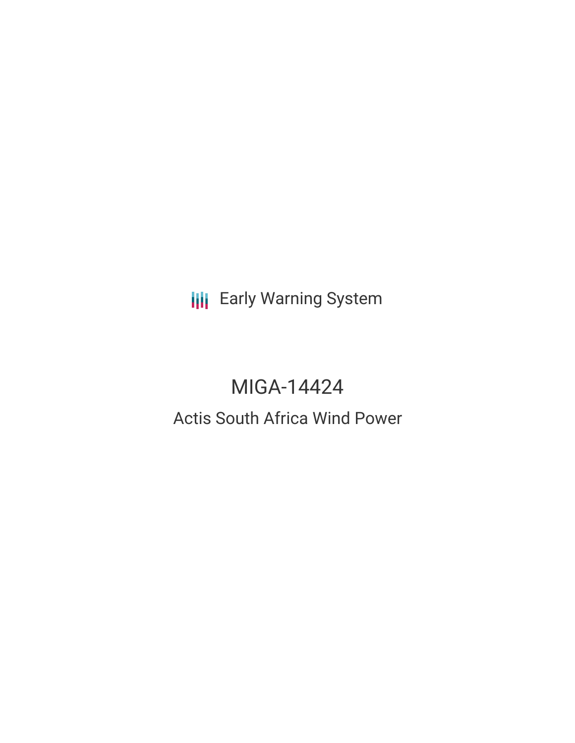Early Warning System

# MIGA-14424

## Actis South Africa Wind Power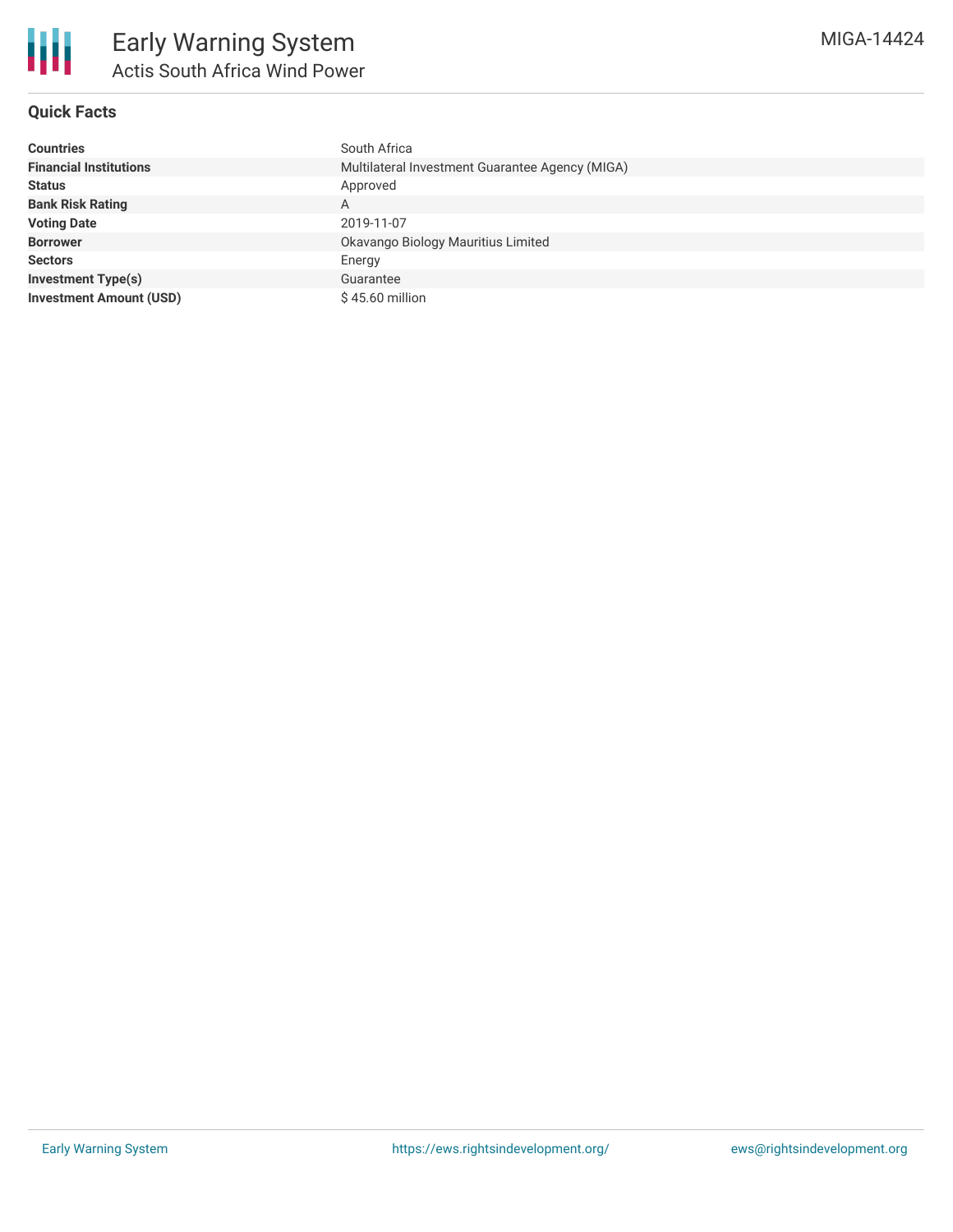# Early Warning System

## Actis South Africa Wind Power

MIGA-14424

### Quick Facts

| | |
|---|---|
| **Countries** | South Africa |
| **Financial Institutions** | Multilateral Investment Guarantee Agency (MIGA) |
| **Status** | Approved |
| **Bank Risk Rating** | A |
| **Voting Date** | 2019-11-07 |
| **Borrower** | Okavango Biology Mauritius Limited |
| **Sectors** | Energy |
| **Investment Type(s)** | Guarantee |
| **Investment Amount (USD)** | $ 45.60 million |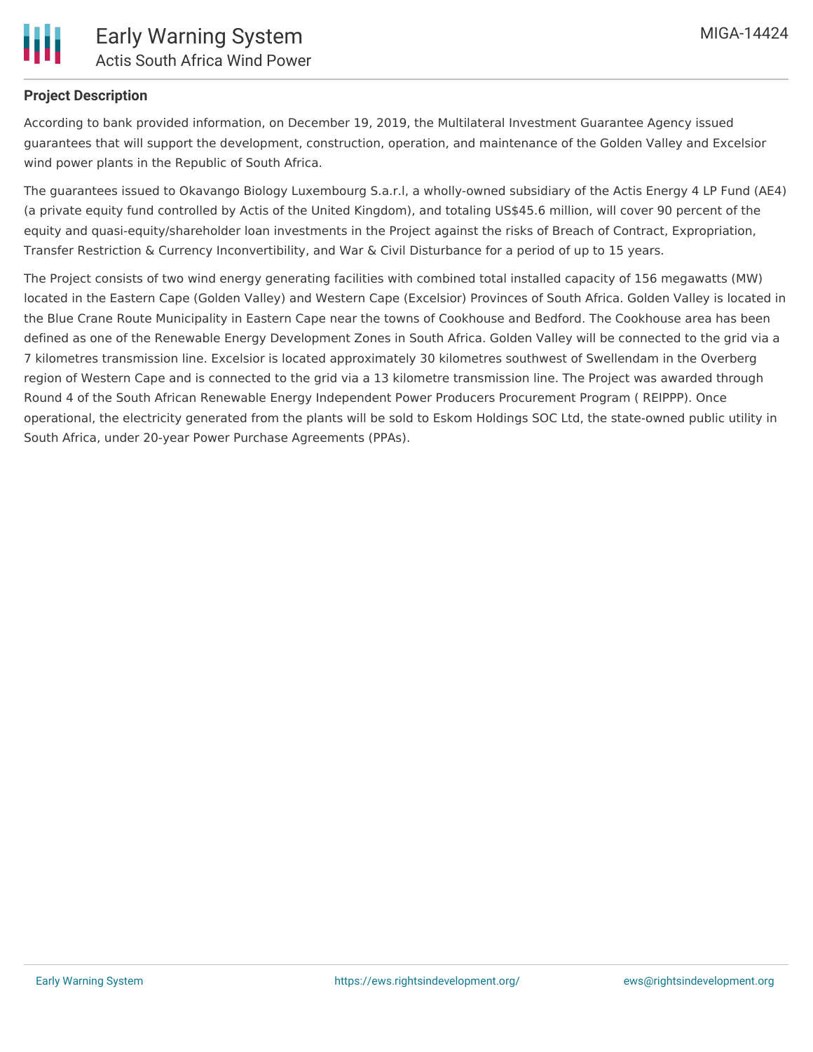## Project Description

According to bank provided information, on December 19, 2019, the Multilateral Investment Guarantee Agency issued guarantees that will support the development, construction, operation, and maintenance of the Golden Valley and Excelsior wind power plants in the Republic of South Africa.

The guarantees issued to Okavango Biology Luxembourg S.a.r.l, a wholly-owned subsidiary of the Actis Energy 4 LP Fund (AE4) (a private equity fund controlled by Actis of the United Kingdom), and totaling US$45.6 million, will cover 90 percent of the equity and quasi-equity/shareholder loan investments in the Project against the risks of Breach of Contract, Expropriation, Transfer Restriction & Currency Inconvertibility, and War & Civil Disturbance for a period of up to 15 years.

The Project consists of two wind energy generating facilities with combined total installed capacity of 156 megawatts (MW) located in the Eastern Cape (Golden Valley) and Western Cape (Excelsior) Provinces of South Africa. Golden Valley is located in the Blue Crane Route Municipality in Eastern Cape near the towns of Cookhouse and Bedford. The Cookhouse area has been defined as one of the Renewable Energy Development Zones in South Africa. Golden Valley will be connected to the grid via a 7 kilometres transmission line. Excelsior is located approximately 30 kilometres southwest of Swellendam in the Overberg region of Western Cape and is connected to the grid via a 13 kilometre transmission line. The Project was awarded through Round 4 of the South African Renewable Energy Independent Power Producers Procurement Program ( REIPPP). Once operational, the electricity generated from the plants will be sold to Eskom Holdings SOC Ltd, the state-owned public utility in South Africa, under 20-year Power Purchase Agreements (PPAs).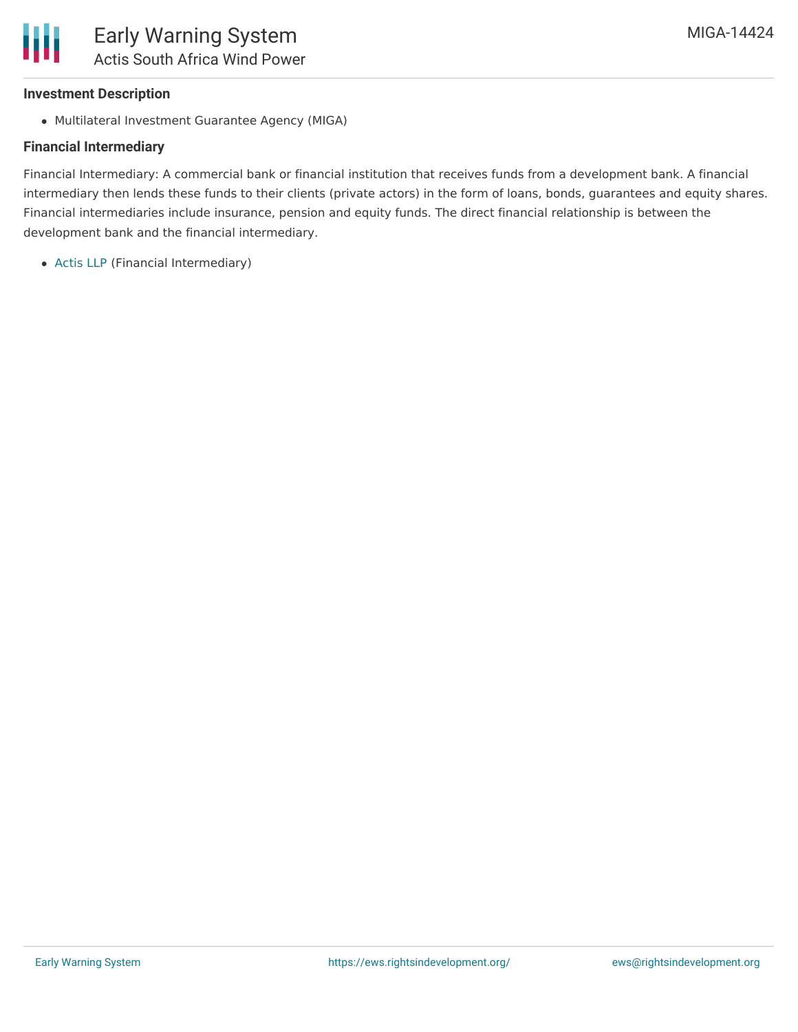**Investment Description**

- Multilateral Investment Guarantee Agency (MIGA)

**Financial Intermediary**

Financial Intermediary: A commercial bank or financial institution that receives funds from a development bank. A financial intermediary then lends these funds to their clients (private actors) in the form of loans, bonds, guarantees and equity shares. Financial intermediaries include insurance, pension and equity funds. The direct financial relationship is between the development bank and the financial intermediary.

- Actis LLP (Financial Intermediary)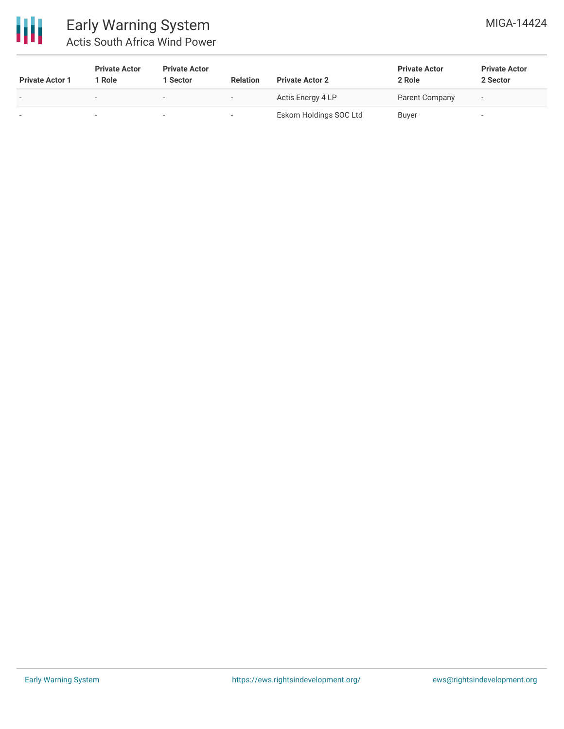| Private Actor 1 | Private Actor 1 Role | Private Actor 1 Sector | Relation | Private Actor 2 | Private Actor 2 Role | Private Actor 2 Sector |
|---|---|---|---|---|---|---|
| - | - | - | - | Actis Energy 4 LP | Parent Company | - |
| - | - | - | - | Eskom Holdings SOC Ltd | Buyer | - |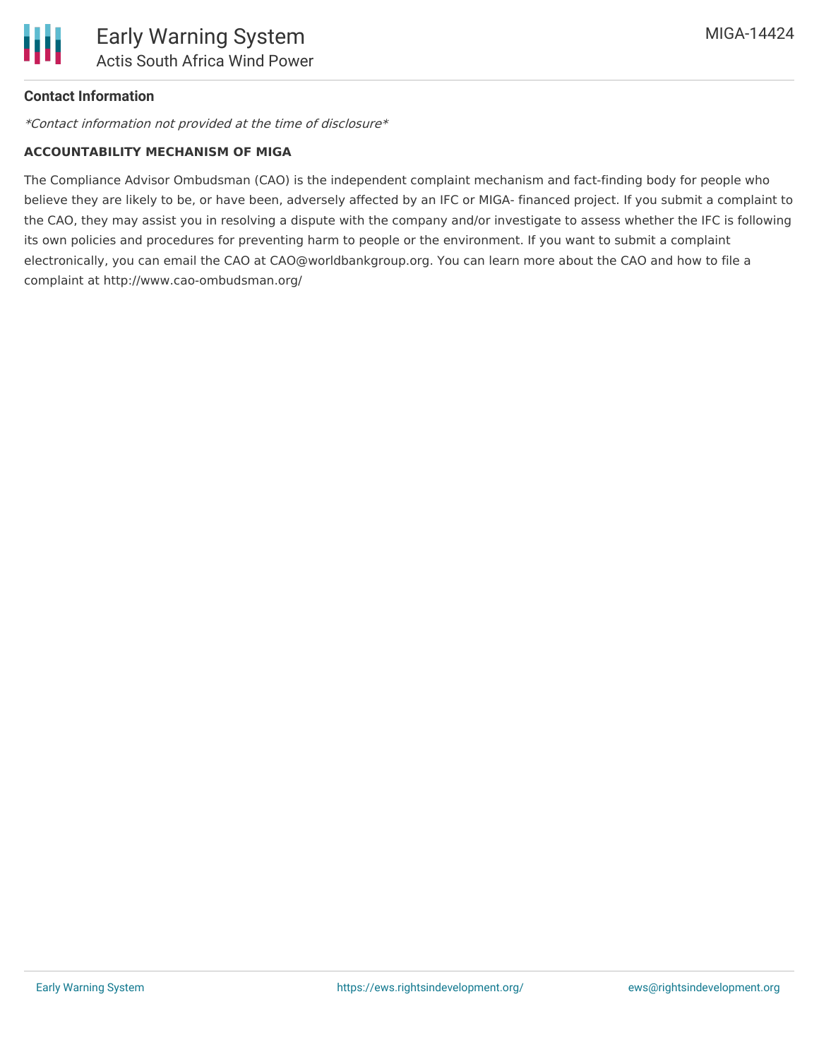## Contact Information

*\*Contact information not provided at the time of disclosure\**

**ACCOUNTABILITY MECHANISM OF MIGA**

The Compliance Advisor Ombudsman (CAO) is the independent complaint mechanism and fact-finding body for people who believe they are likely to be, or have been, adversely affected by an IFC or MIGA- financed project. If you submit a complaint to the CAO, they may assist you in resolving a dispute with the company and/or investigate to assess whether the IFC is following its own policies and procedures for preventing harm to people or the environment. If you want to submit a complaint electronically, you can email the CAO at CAO@worldbankgroup.org. You can learn more about the CAO and how to file a complaint at http://www.cao-ombudsman.org/